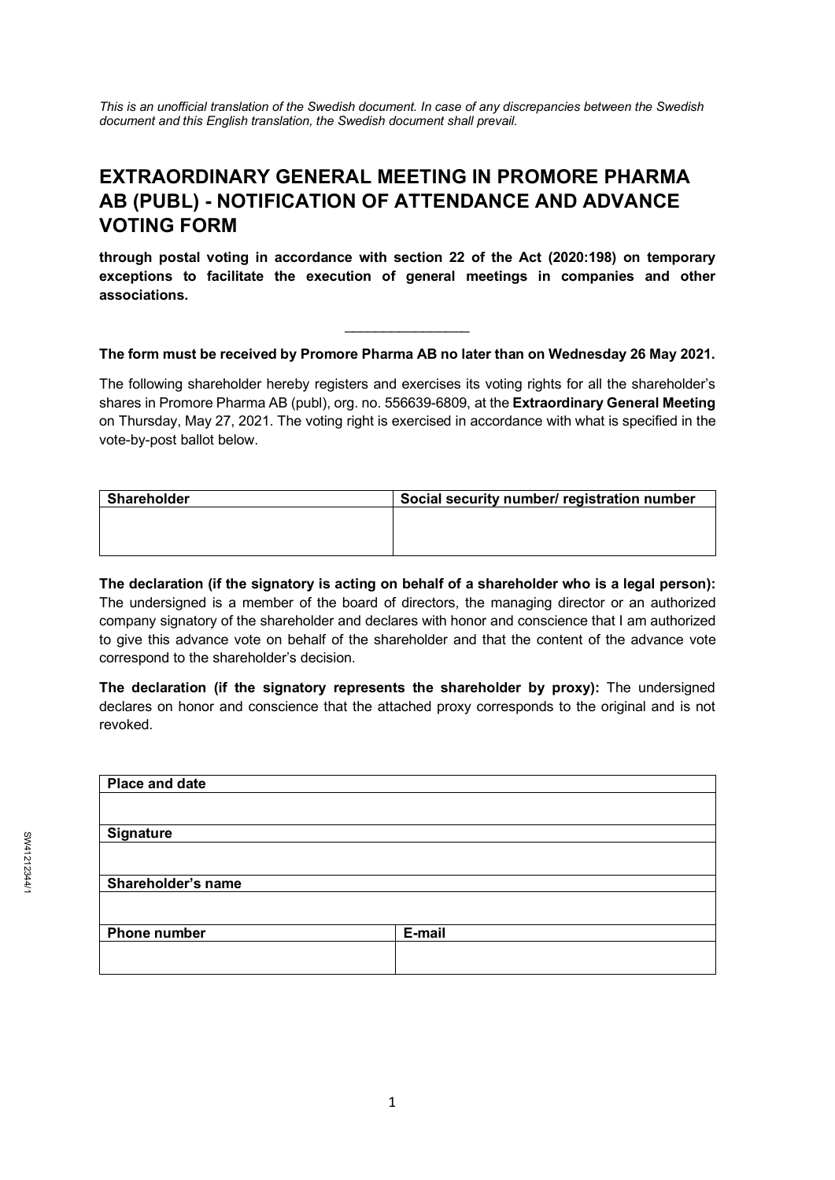*This is an unofficial translation of the Swedish document. In case of any discrepancies between the Swedish document and this English translation, the Swedish document shall prevail.*

# EXTRAORDINARY GENERAL MEETING IN PROMORE PHARMA AB (PUBL) - NOTIFICATION OF ATTENDANCE AND ADVANCE VOTING FORM

**through postal voting in accordance with section 22 of the Act (2020:198) on temporary exceptions to facilitate the execution of general meetings in companies and other associations.**

---

**The form must be received by Promore Pharma AB no later than on Wednesday 26 May 2021.**

The following shareholder hereby registers and exercises its voting rights for all the shareholder's shares in Promore Pharma AB (publ), org. no. 556639-6809, at the **Extraordinary General Meeting** on Thursday, May 27, 2021. The voting right is exercised in accordance with what is specified in the vote-by-post ballot below.

| Shareholder | Social security number/ registration number |
| --- | --- |
| | |

**The declaration (if the signatory is acting on behalf of a shareholder who is a legal person):** The undersigned is a member of the board of directors, the managing director or an authorized company signatory of the shareholder and declares with honor and conscience that I am authorized to give this advance vote on behalf of the shareholder and that the content of the advance vote correspond to the shareholder's decision.

**The declaration (if the signatory represents the shareholder by proxy):** The undersigned declares on honor and conscience that the attached proxy corresponds to the original and is not revoked.

| Place and date | |
| --- | --- |
| | |
| **Signature** | |
| | |
| **Shareholder's name** | |
| | |
| **Phone number** | **E-mail** |
| | |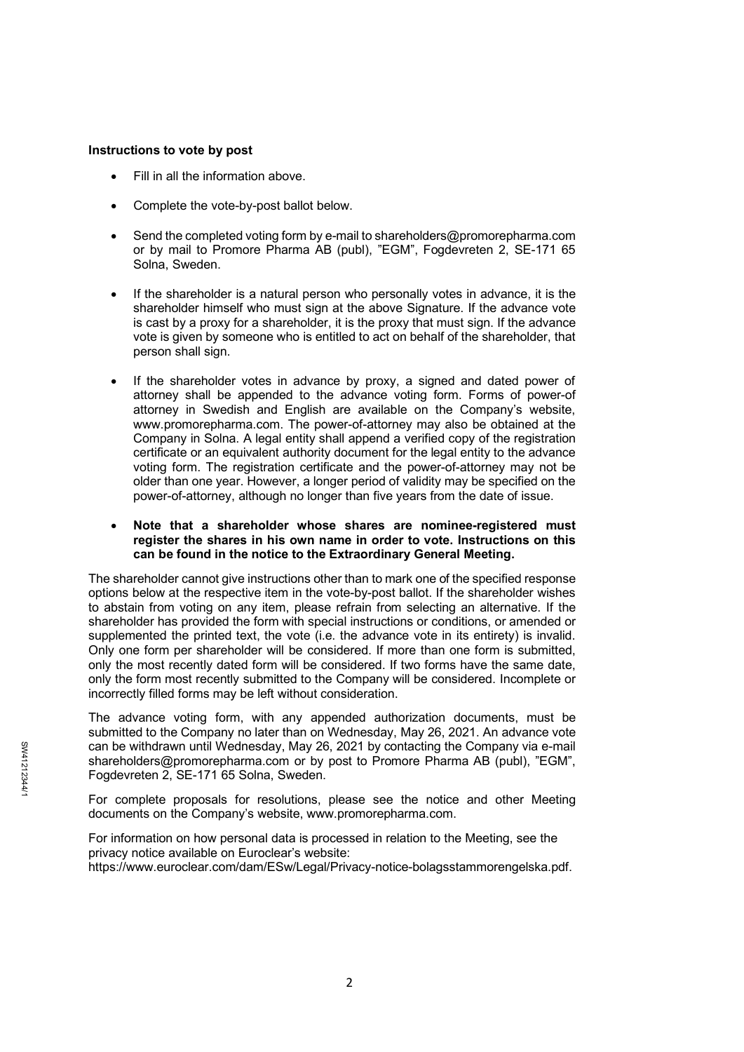**Instructions to vote by post**

- Fill in all the information above.
- Complete the vote-by-post ballot below.
- Send the completed voting form by e-mail to shareholders@promorepharma.com or by mail to Promore Pharma AB (publ), "EGM", Fogdevreten 2, SE-171 65 Solna, Sweden.
- If the shareholder is a natural person who personally votes in advance, it is the shareholder himself who must sign at the above Signature. If the advance vote is cast by a proxy for a shareholder, it is the proxy that must sign. If the advance vote is given by someone who is entitled to act on behalf of the shareholder, that person shall sign.
- If the shareholder votes in advance by proxy, a signed and dated power of attorney shall be appended to the advance voting form. Forms of power-of attorney in Swedish and English are available on the Company's website, www.promorepharma.com. The power-of-attorney may also be obtained at the Company in Solna. A legal entity shall append a verified copy of the registration certificate or an equivalent authority document for the legal entity to the advance voting form. The registration certificate and the power-of-attorney may not be older than one year. However, a longer period of validity may be specified on the power-of-attorney, although no longer than five years from the date of issue.
- **Note that a shareholder whose shares are nominee-registered must register the shares in his own name in order to vote. Instructions on this can be found in the notice to the Extraordinary General Meeting.**

The shareholder cannot give instructions other than to mark one of the specified response options below at the respective item in the vote-by-post ballot. If the shareholder wishes to abstain from voting on any item, please refrain from selecting an alternative. If the shareholder has provided the form with special instructions or conditions, or amended or supplemented the printed text, the vote (i.e. the advance vote in its entirety) is invalid. Only one form per shareholder will be considered. If more than one form is submitted, only the most recently dated form will be considered. If two forms have the same date, only the form most recently submitted to the Company will be considered. Incomplete or incorrectly filled forms may be left without consideration.

The advance voting form, with any appended authorization documents, must be submitted to the Company no later than on Wednesday, May 26, 2021. An advance vote can be withdrawn until Wednesday, May 26, 2021 by contacting the Company via e-mail shareholders@promorepharma.com or by post to Promore Pharma AB (publ), "EGM", Fogdevreten 2, SE-171 65 Solna, Sweden.

For complete proposals for resolutions, please see the notice and other Meeting documents on the Company's website, www.promorepharma.com.

For information on how personal data is processed in relation to the Meeting, see the privacy notice available on Euroclear's website:
https://www.euroclear.com/dam/ESw/Legal/Privacy-notice-bolagsstammorengelska.pdf.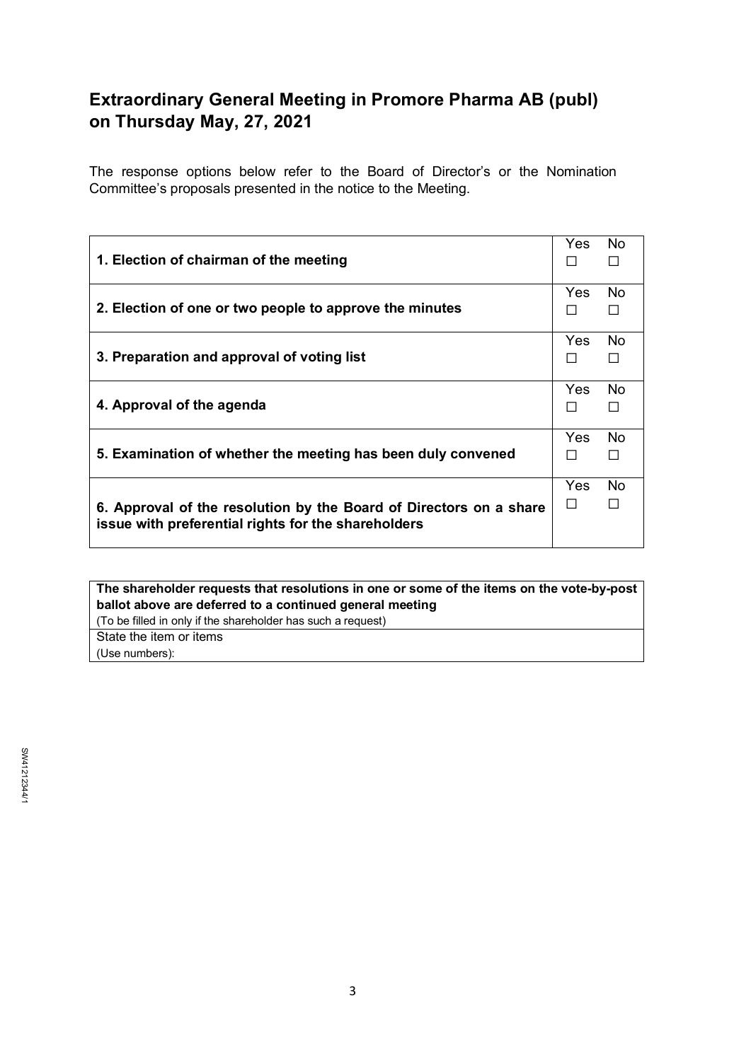## Extraordinary General Meeting in Promore Pharma AB (publ) on Thursday May, 27, 2021

The response options below refer to the Board of Director's or the Nomination Committee's proposals presented in the notice to the Meeting.

| | |
|---|---|
| **1. Election of chairman of the meeting** | Yes ☐ No ☐ |
| **2. Election of one or two people to approve the minutes** | Yes ☐ No ☐ |
| **3. Preparation and approval of voting list** | Yes ☐ No ☐ |
| **4. Approval of the agenda** | Yes ☐ No ☐ |
| **5. Examination of whether the meeting has been duly convened** | Yes ☐ No ☐ |
| **6. Approval of the resolution by the Board of Directors on a share issue with preferential rights for the shareholders** | Yes ☐ No ☐ |

| |
|---|
| **The shareholder requests that resolutions in one or some of the items on the vote-by-post ballot above are deferred to a continued general meeting** (To be filled in only if the shareholder has such a request) |
| State the item or items (Use numbers): |

SW41212344/1